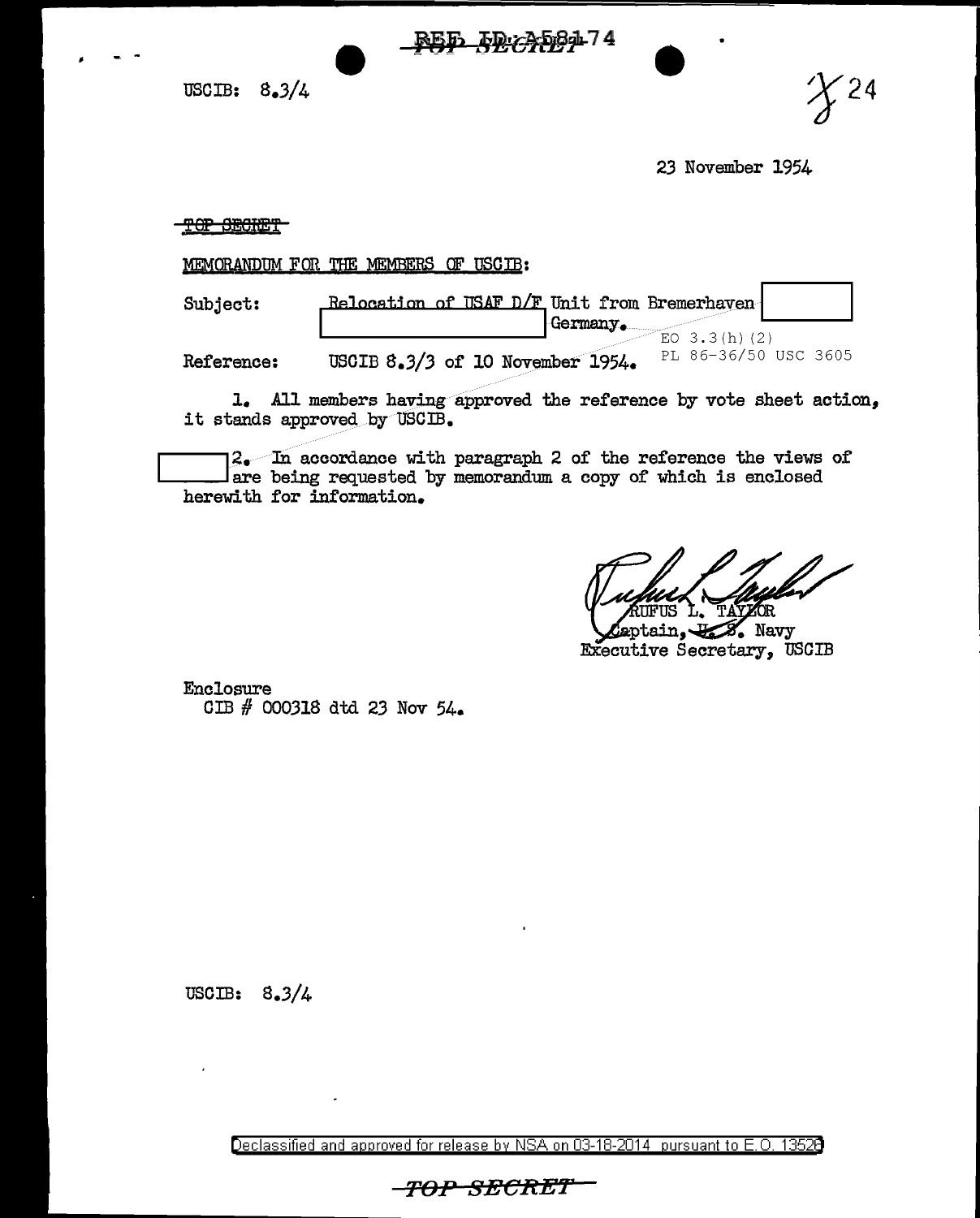REF ID:A58174

TOP SECRET

USCIB: 8.3/4

24

23 November 1954

TOP SECRET

MEMORANDUM FOR THE MEMBERS OF USCIB:

Subject: Relocation of USAF D/F Unit from Bremerhaven [redacted] [redacted] Germany.

EO 3.3(h)(2)
PL 86-36/50 USC 3605

Reference: USCIB 8.3/3 of 10 November 1954.

1. All members having approved the reference by vote sheet action, it stands approved by USCIB.

[redacted] 2. In accordance with paragraph 2 of the reference the views of [redacted] are being requested by memorandum a copy of which is enclosed herewith for information.

RUFUS L. TAYLOR
Captain, U. S. Navy
Executive Secretary, USCIB

Enclosure
CIB # 000318 dtd 23 Nov 54.

USCIB: 8.3/4

Declassified and approved for release by NSA on 03-18-2014 pursuant to E.O. 13526

TOP SECRET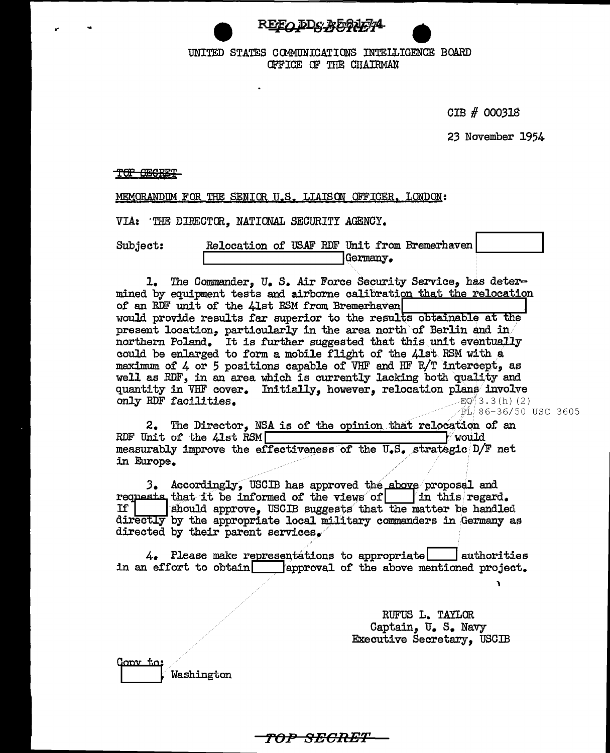REF ID:A581774

UNITED STATES COMMUNICATIONS INTELLIGENCE BOARD
OFFICE OF THE CHAIRMAN

CIB # 000318

23 November 1954

~~TOP SECRET~~

MEMORANDUM FOR THE SENIOR U.S. LIAISON OFFICER, LONDON:

VIA: THE DIRECTOR, NATIONAL SECURITY AGENCY.

Subject: Relocation of USAF RDF Unit from Bremerhaven [redacted] [redacted] Germany.

1. The Commander, U. S. Air Force Security Service, has determined by equipment tests and airborne calibration that the relocation of an RDF unit of the 41st RSM from Bremerhaven [redacted] would provide results far superior to the results obtainable at the present location, particularly in the area north of Berlin and in northern Poland. It is further suggested that this unit eventually could be enlarged to form a mobile flight of the 41st RSM with a maximum of 4 or 5 positions capable of VHF and HF R/T intercept, as well as RDF, in an area which is currently lacking both quality and quantity in VHF cover. Initially, however, relocation plans involve only RDF facilities.

EO 3.3(h)(2)
PL 86-36/50 USC 3605

2. The Director, NSA is of the opinion that relocation of an RDF Unit of the 41st RSM [redacted] would measurably improve the effectiveness of the U.S. strategic D/F net in Europe.

3. Accordingly, USCIB has approved the above proposal and requests that it be informed of the views of [redacted] in this regard. If [redacted] should approve, USCIB suggests that the matter be handled directly by the appropriate local military commanders in Germany as directed by their parent services.

4. Please make representations to appropriate [redacted] authorities in an effort to obtain [redacted] approval of the above mentioned project.

RUFUS L. TAYLOR
Captain, U. S. Navy
Executive Secretary, USCIB

Copy to:
[redacted], Washington

TOP SECRET